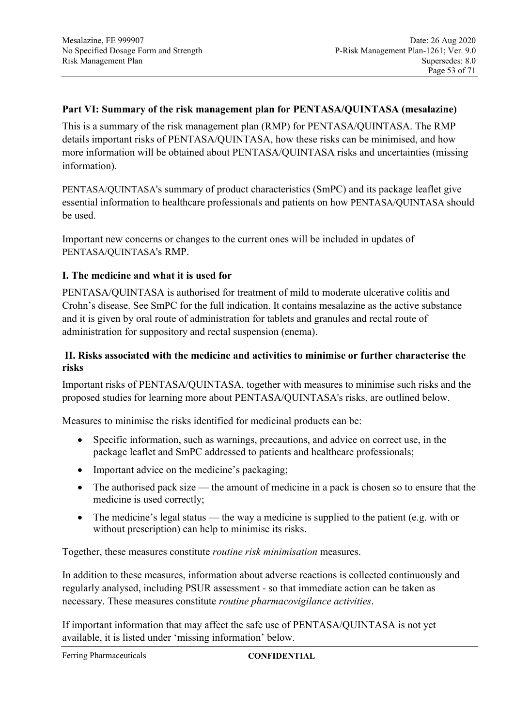## Part VI: Summary of the risk management plan for PENTASA/QUINTASA (mesalazine)

This is a summary of the risk management plan (RMP) for PENTASA/QUINTASA. The RMP details important risks of PENTASA/QUINTASA, how these risks can be minimised, and how more information will be obtained about PENTASA/QUINTASA risks and uncertainties (missing information).

PENTASA/QUINTASA's summary of product characteristics (SmPC) and its package leaflet give essential information to healthcare professionals and patients on how PENTASA/QUINTASA should be used.

Important new concerns or changes to the current ones will be included in updates of PENTASA/QUINTASA's RMP.

### I. The medicine and what it is used for

PENTASA/QUINTASA is authorised for treatment of mild to moderate ulcerative colitis and Crohn's disease. See SmPC for the full indication. It contains mesalazine as the active substance and it is given by oral route of administration for tablets and granules and rectal route of administration for suppository and rectal suspension (enema).

### II. Risks associated with the medicine and activities to minimise or further characterise the risks

Important risks of PENTASA/QUINTASA, together with measures to minimise such risks and the proposed studies for learning more about PENTASA/QUINTASA's risks, are outlined below.

Measures to minimise the risks identified for medicinal products can be:

- Specific information, such as warnings, precautions, and advice on correct use, in the package leaflet and SmPC addressed to patients and healthcare professionals;
- Important advice on the medicine's packaging;
- The authorised pack size — the amount of medicine in a pack is chosen so to ensure that the medicine is used correctly;
- The medicine's legal status — the way a medicine is supplied to the patient (e.g. with or without prescription) can help to minimise its risks.

Together, these measures constitute *routine risk minimisation* measures.

In addition to these measures, information about adverse reactions is collected continuously and regularly analysed, including PSUR assessment - so that immediate action can be taken as necessary. These measures constitute *routine pharmacovigilance activities*.

If important information that may affect the safe use of PENTASA/QUINTASA is not yet available, it is listed under 'missing information' below.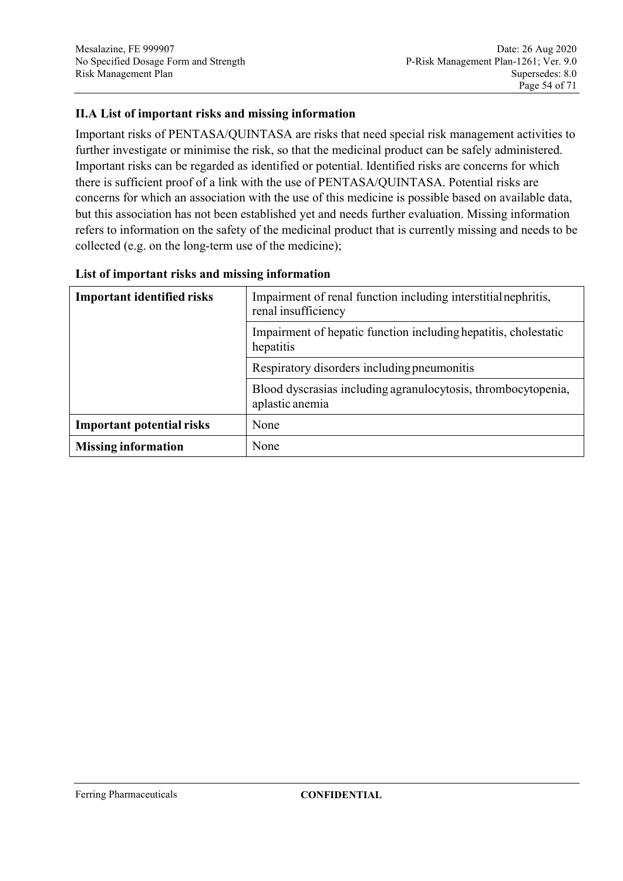### II.A List of important risks and missing information

Important risks of PENTASA/QUINTASA are risks that need special risk management activities to further investigate or minimise the risk, so that the medicinal product can be safely administered. Important risks can be regarded as identified or potential. Identified risks are concerns for which there is sufficient proof of a link with the use of PENTASA/QUINTASA. Potential risks are concerns for which an association with the use of this medicine is possible based on available data, but this association has not been established yet and needs further evaluation. Missing information refers to information on the safety of the medicinal product that is currently missing and needs to be collected (e.g. on the long-term use of the medicine);

**List of important risks and missing information**

| | |
|---|---|
| **Important identified risks** | Impairment of renal function including interstitial nephritis, renal insufficiency |
| | Impairment of hepatic function including hepatitis, cholestatic hepatitis |
| | Respiratory disorders including pneumonitis |
| | Blood dyscrasias including agranulocytosis, thrombocytopenia, aplastic anemia |
| **Important potential risks** | None |
| **Missing information** | None |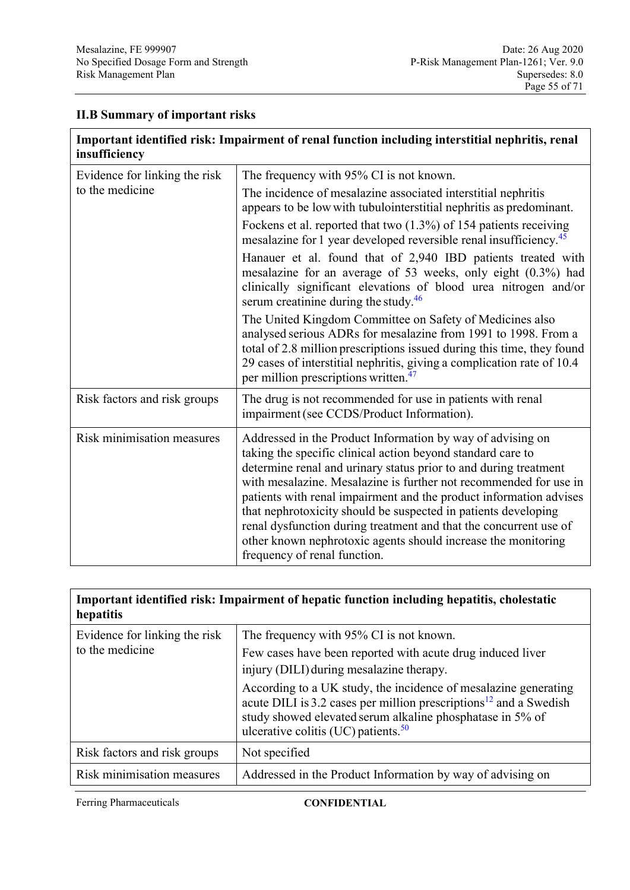## II.B Summary of important risks

| Important identified risk: Impairment of renal function including interstitial nephritis, renal insufficiency | |
|---|---|
| Evidence for linking the risk to the medicine | The frequency with 95% CI is not known.<br>The incidence of mesalazine associated interstitial nephritis appears to be low with tubulointerstitial nephritis as predominant.<br>Fockens et al. reported that two (1.3%) of 154 patients receiving mesalazine for 1 year developed reversible renal insufficiency.[45]<br>Hanauer et al. found that of 2,940 IBD patients treated with mesalazine for an average of 53 weeks, only eight (0.3%) had clinically significant elevations of blood urea nitrogen and/or serum creatinine during the study.[46]<br>The United Kingdom Committee on Safety of Medicines also analysed serious ADRs for mesalazine from 1991 to 1998. From a total of 2.8 million prescriptions issued during this time, they found 29 cases of interstitial nephritis, giving a complication rate of 10.4 per million prescriptions written.[47] |
| Risk factors and risk groups | The drug is not recommended for use in patients with renal impairment (see CCDS/Product Information). |
| Risk minimisation measures | Addressed in the Product Information by way of advising on taking the specific clinical action beyond standard care to determine renal and urinary status prior to and during treatment with mesalazine. Mesalazine is further not recommended for use in patients with renal impairment and the product information advises that nephrotoxicity should be suspected in patients developing renal dysfunction during treatment and that the concurrent use of other known nephrotoxic agents should increase the monitoring frequency of renal function. |

| Important identified risk: Impairment of hepatic function including hepatitis, cholestatic hepatitis | |
|---|---|
| Evidence for linking the risk to the medicine | The frequency with 95% CI is not known.<br>Few cases have been reported with acute drug induced liver injury (DILI) during mesalazine therapy.<br>According to a UK study, the incidence of mesalazine generating acute DILI is 3.2 cases per million prescriptions[12] and a Swedish study showed elevated serum alkaline phosphatase in 5% of ulcerative colitis (UC) patients.[50] |
| Risk factors and risk groups | Not specified |
| Risk minimisation measures | Addressed in the Product Information by way of advising on |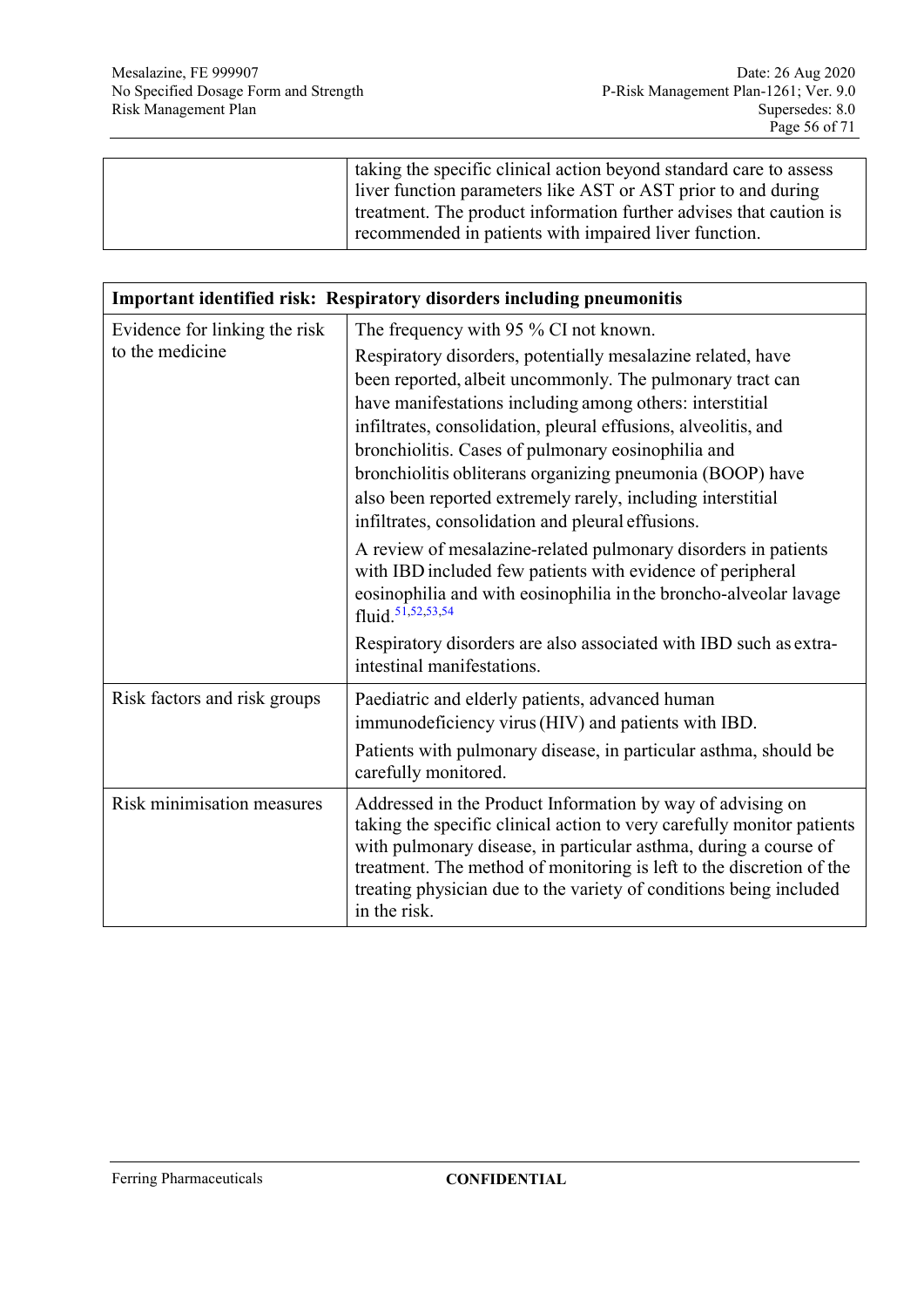| | |
|---|---|
| | taking the specific clinical action beyond standard care to assess liver function parameters like AST or AST prior to and during treatment. The product information further advises that caution is recommended in patients with impaired liver function. |

| **Important identified risk: Respiratory disorders including pneumonitis** | |
|---|---|
| Evidence for linking the risk to the medicine | The frequency with 95 % CI not known.<br><br>Respiratory disorders, potentially mesalazine related, have been reported, albeit uncommonly. The pulmonary tract can have manifestations including among others: interstitial infiltrates, consolidation, pleural effusions, alveolitis, and bronchiolitis. Cases of pulmonary eosinophilia and bronchiolitis obliterans organizing pneumonia (BOOP) have also been reported extremely rarely, including interstitial infiltrates, consolidation and pleural effusions.<br><br>A review of mesalazine-related pulmonary disorders in patients with IBD included few patients with evidence of peripheral eosinophilia and with eosinophilia in the broncho-alveolar lavage fluid.[51,52,53,54]<br><br>Respiratory disorders are also associated with IBD such as extra-intestinal manifestations. |
| Risk factors and risk groups | Paediatric and elderly patients, advanced human immunodeficiency virus (HIV) and patients with IBD.<br><br>Patients with pulmonary disease, in particular asthma, should be carefully monitored. |
| Risk minimisation measures | Addressed in the Product Information by way of advising on taking the specific clinical action to very carefully monitor patients with pulmonary disease, in particular asthma, during a course of treatment. The method of monitoring is left to the discretion of the treating physician due to the variety of conditions being included in the risk. |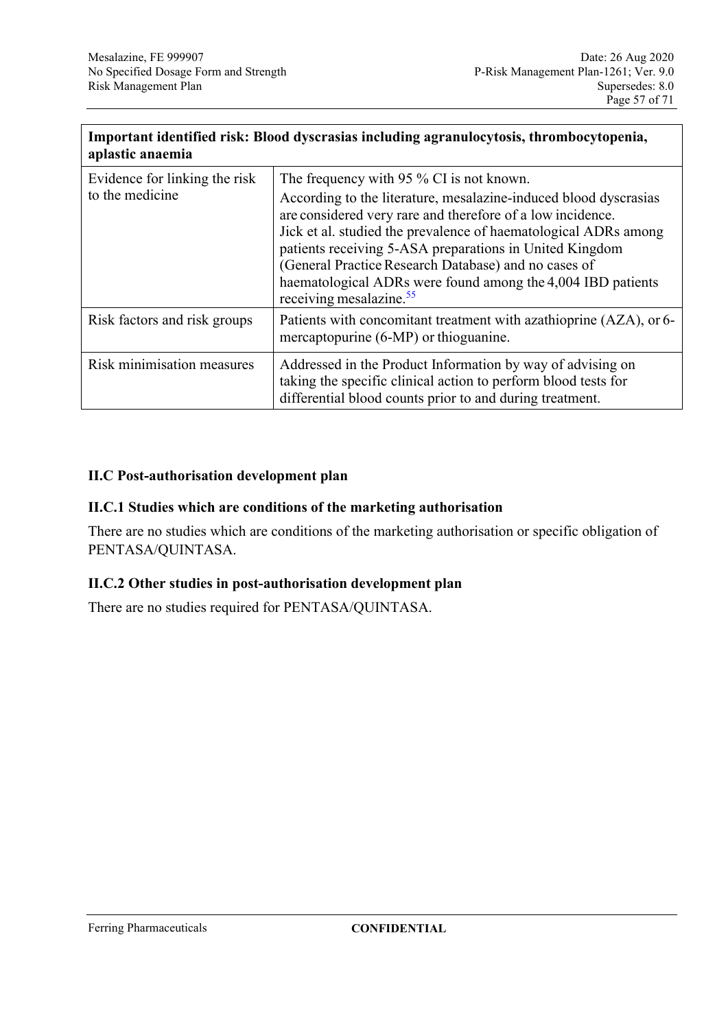| Important identified risk: Blood dyscrasias including agranulocytosis, thrombocytopenia, aplastic anaemia | |
|---|---|
| Evidence for linking the risk to the medicine | The frequency with 95 % CI is not known. According to the literature, mesalazine-induced blood dyscrasias are considered very rare and therefore of a low incidence. Jick et al. studied the prevalence of haematological ADRs among patients receiving 5-ASA preparations in United Kingdom (General Practice Research Database) and no cases of haematological ADRs were found among the 4,004 IBD patients receiving mesalazine.[55] |
| Risk factors and risk groups | Patients with concomitant treatment with azathioprine (AZA), or 6-mercaptopurine (6-MP) or thioguanine. |
| Risk minimisation measures | Addressed in the Product Information by way of advising on taking the specific clinical action to perform blood tests for differential blood counts prior to and during treatment. |

## II.C Post-authorisation development plan

### II.C.1 Studies which are conditions of the marketing authorisation

There are no studies which are conditions of the marketing authorisation or specific obligation of PENTASA/QUINTASA.

### II.C.2 Other studies in post-authorisation development plan

There are no studies required for PENTASA/QUINTASA.